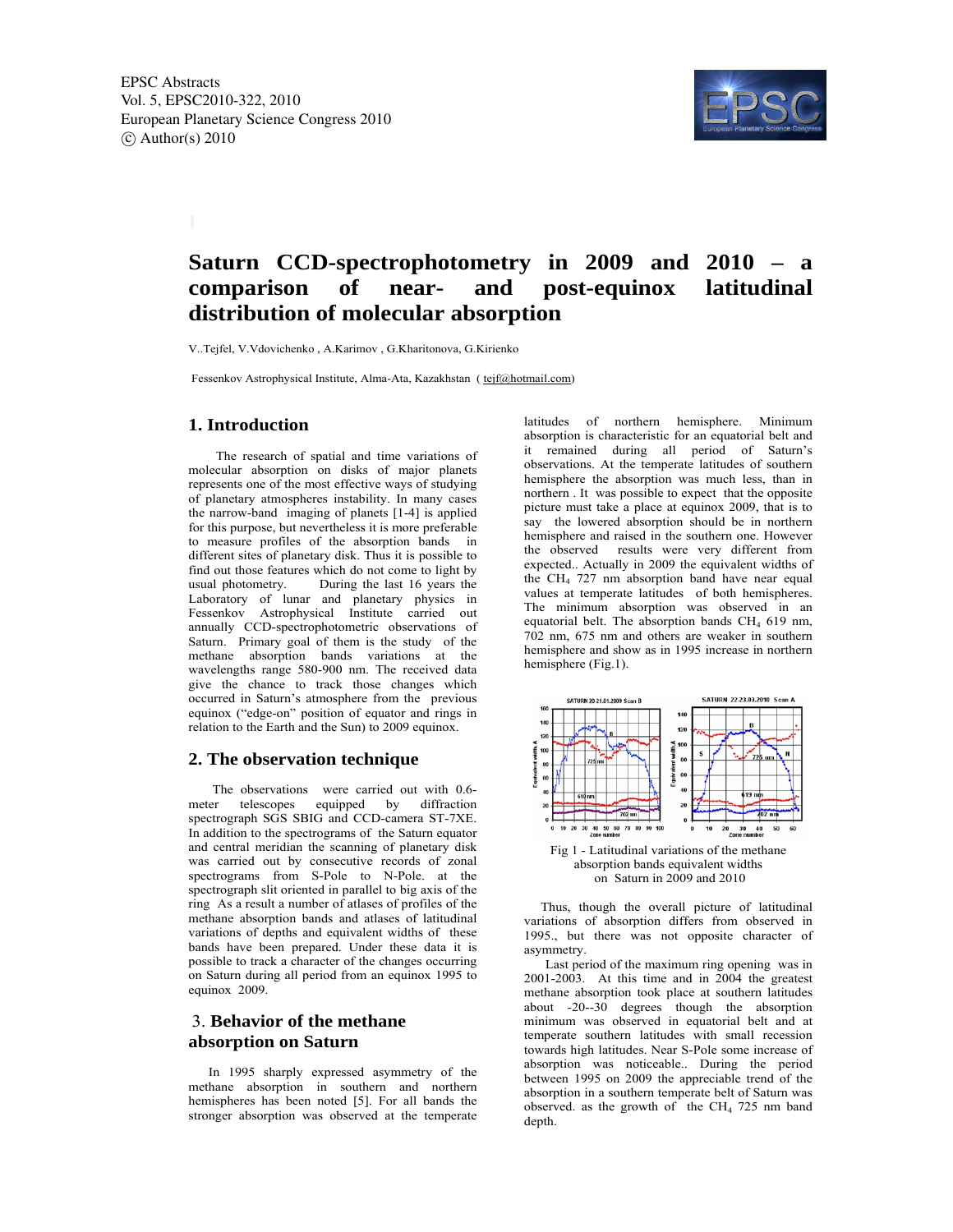# Saturn CCD-spectrophotometry in 2009 and 2010 – a comparison of near- and post-equinox latitudinal distribution of molecular absorption

V..Tejfel, V.Vdovichenko , A.Karimov , G.Kharitonova, G.Kirienko

Fessenkov Astrophysical Institute, Alma-Ata, Kazakhstan ( tejf@hotmail.com)

## 1. Introduction

The research of spatial and time variations of molecular absorption on disks of major planets represents one of the most effective ways of studying of planetary atmospheres instability. In many cases the narrow-band imaging of planets [1-4] is applied for this purpose, but nevertheless it is more preferable to measure profiles of the absorption bands in different sites of planetary disk. Thus it is possible to find out those features which do not come to light by usual photometry. During the last 16 years the Laboratory of lunar and planetary physics in Fessenkov Astrophysical Institute carried out annually CCD-spectrophotometric observations of Saturn. Primary goal of them is the study of the methane absorption bands variations at the wavelengths range 580-900 nm. The received data give the chance to track those changes which occurred in Saturn's atmosphere from the previous equinox ("edge-on" position of equator and rings in relation to the Earth and the Sun) to 2009 equinox.

## 2. The observation technique

The observations were carried out with 0.6-meter telescopes equipped by diffraction spectrograph SGS SBIG and CCD-camera ST-7XE. In addition to the spectrograms of the Saturn equator and central meridian the scanning of planetary disk was carried out by consecutive records of zonal spectrograms from S-Pole to N-Pole. at the spectrograph slit oriented in parallel to big axis of the ring As a result a number of atlases of profiles of the methane absorption bands and atlases of latitudinal variations of depths and equivalent widths of these bands have been prepared. Under these data it is possible to track a character of the changes occurring on Saturn during all period from an equinox 1995 to equinox 2009.

## 3. Behavior of the methane absorption on Saturn

In 1995 sharply expressed asymmetry of the methane absorption in southern and northern hemispheres has been noted [5]. For all bands the stronger absorption was observed at the temperate latitudes of northern hemisphere. Minimum absorption is characteristic for an equatorial belt and it remained during all period of Saturn's observations. At the temperate latitudes of southern hemisphere the absorption was much less, than in northern . It was possible to expect that the opposite picture must take a place at equinox 2009, that is to say the lowered absorption should be in northern hemisphere and raised in the southern one. However the observed results were very different from expected.. Actually in 2009 the equivalent widths of the $CH_4$ 727 nm absorption band have near equal values at temperate latitudes of both hemispheres. The minimum absorption was observed in an equatorial belt. The absorption bands $CH_4$ 619 nm, 702 nm, 675 nm and others are weaker in southern hemisphere and show as in 1995 increase in northern hemisphere (Fig.1).

Fig 1 - Latitudinal variations of the methane absorption bands equivalent widths on Saturn in 2009 and 2010

Thus, though the overall picture of latitudinal variations of absorption differs from observed in 1995., but there was not opposite character of asymmetry.

Last period of the maximum ring opening was in 2001-2003. At this time and in 2004 the greatest methane absorption took place at southern latitudes about -20--30 degrees though the absorption minimum was observed in equatorial belt and at temperate southern latitudes with small recession towards high latitudes. Near S-Pole some increase of absorption was noticeable.. During the period between 1995 on 2009 the appreciable trend of the absorption in a southern temperate belt of Saturn was observed. as the growth of the $CH_4$ 725 nm band depth.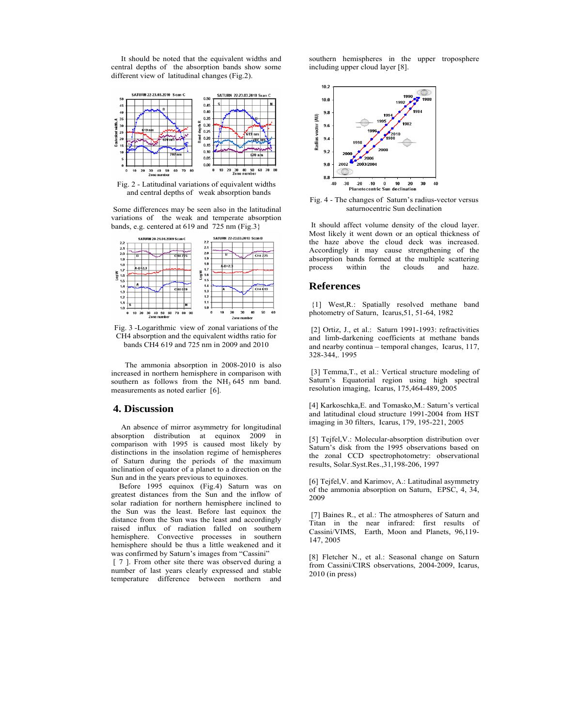It should be noted that the equivalent widths and central depths of the absorption bands show some different view of latitudinal changes (Fig.2).

SATURN 22-23.03.2010 Scan C

Equivalent width, A

Zone number

619 nm

670 nm

702 nm

B

SATURN 22-23.03.2010 Scan C

Band depth R

Zone number

S

N

B

619 nm

702 nm

670 nm

Fig. 2 - Latitudinal variations of equivalent widths and central depths of weak absorption bands

Some differences may be seen also in the latitudinal variations of the weak and temperate absorption bands, e.g. centered at 619 and 725 nm (Fig.3}

SATURN 20-21.01.2009 Scan C

Log W

Zone number

B

CH4 725

A-B+2.3

A

CH4 619

S

N

SATURN 22-23.03.2010 Scan B

Log W

Zone number

B

CH4 725

A-B+2.3

A

CH4 619

Fig. 3 -Logarithmic view of zonal variations of the CH4 absorption and the equivalent widths ratio for bands CH4 619 and 725 nm in 2009 and 2010

The ammonia absorption in 2008-2010 is also increased in northern hemisphere in comparison with southern as follows from the $NH_3$ 645 nm band. measurements as noted earlier [6].

## 4. Discussion

An absence of mirror asymmetry for longitudinal absorption distribution at equinox 2009 in comparison with 1995 is caused most likely by distinctions in the insolation regime of hemispheres of Saturn during the periods of the maximum inclination of equator of a planet to a direction on the Sun and in the years previous to equinoxes.

Before 1995 equinox (Fig.4) Saturn was on greatest distances from the Sun and the inflow of solar radiation for northern hemisphere inclined to the Sun was the least. Before last equinox the distance from the Sun was the least and accordingly raised influx of radiation falled on southern hemisphere. Convective processes in southern hemisphere should be thus a little weakened and it was confirmed by Saturn's images from "Cassini" [ 7 ]. From other site there was observed during a number of last years clearly expressed and stable temperature difference between northern and southern hemispheres in the upper troposphere including upper cloud layer [8].

Radius-vector (AU)

Planetocentric Sun declination

1990 1988 1992 1984 1994 1995 1982 1996 2010 1980 1998 2008 2000 2006 2002 2003/2004

Fig. 4 - The changes of Saturn's radius-vector versus saturnocentric Sun declination

It should affect volume density of the cloud layer. Most likely it went down or an optical thickness of the haze above the cloud deck was increased. Accordingly it may cause strengthening of the absorption bands formed at the multiple scattering process within the clouds and haze.

## References

{1] West,R.: Spatially resolved methane band photometry of Saturn, Icarus,51, 51-64, 1982

[2] Ortiz, J., et al.: Saturn 1991-1993: refractivities and limb-darkening coefficients at methane bands and nearby continua – temporal changes, Icarus, 117, 328-344,. 1995

[3] Temma,T., et al.: Vertical structure modeling of Saturn's Equatorial region using high spectral resolution imaging, Icarus, 175,464-489, 2005

[4] Karkoschka,E. and Tomasko,M.: Saturn's vertical and latitudinal cloud structure 1991-2004 from HST imaging in 30 filters, Icarus, 179, 195-221, 2005

[5] Tejfel,V.: Molecular-absorption distribution over Saturn's disk from the 1995 observations based on the zonal CCD spectrophotometry: observational results, Solar.Syst.Res.,31,198-206, 1997

[6] Tejfel,V. and Karimov, A.: Latitudinal asymmetry of the ammonia absorption on Saturn, EPSC, 4, 34, 2009

[7] Baines R., et al.: The atmospheres of Saturn and Titan in the near infrared: first results of Cassini/VIMS, Earth, Moon and Planets, 96,119-147, 2005

[8] Fletcher N., et al.: Seasonal change on Saturn from Cassini/CIRS observations, 2004-2009, Icarus, 2010 (in press)